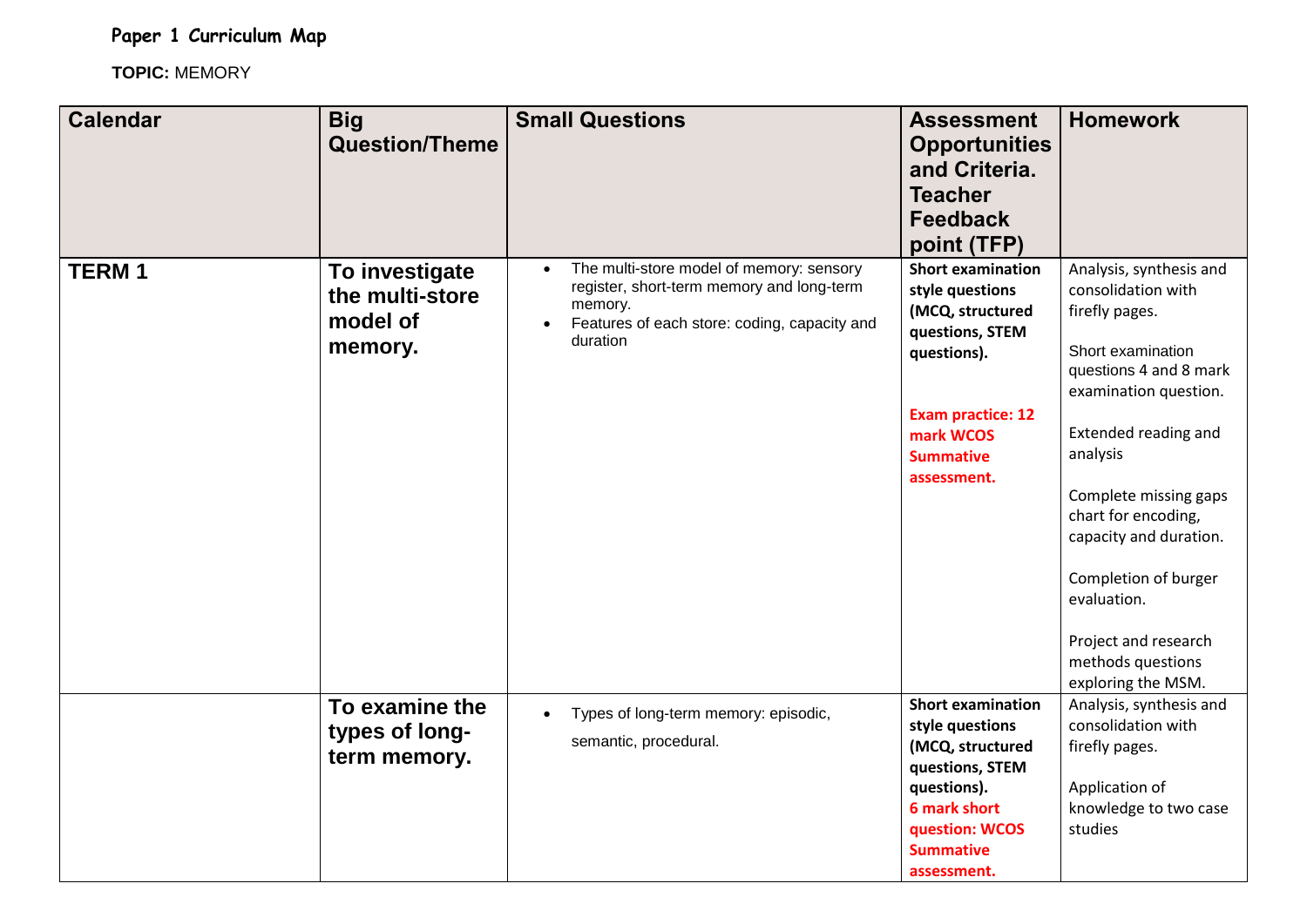**Paper 1 Curriculum Map**

**TOPIC:** MEMORY

| Calendar | Big Question/Theme | Small Questions | Assessment Opportunities and Criteria. Teacher Feedback point (TFP) | Homework |
|---|---|---|---|---|
| **TERM 1** | **To investigate the multi-store model of memory.** | • The multi-store model of memory: sensory register, short-term memory and long-term memory.<br>• Features of each store: coding, capacity and duration | **Short examination style questions (MCQ, structured questions, STEM questions).**<br><br>**Exam practice: 12 mark WCOS Summative assessment.** | Analysis, synthesis and consolidation with firefly pages.<br><br>Short examination questions 4 and 8 mark examination question.<br><br>Extended reading and analysis<br><br>Complete missing gaps chart for encoding, capacity and duration.<br><br>Completion of burger evaluation.<br><br>Project and research methods questions exploring the MSM. |
| | **To examine the types of long-term memory.** | • Types of long-term memory: episodic, semantic, procedural. | **Short examination style questions (MCQ, structured questions, STEM questions).**<br>**6 mark short question: WCOS Summative assessment.** | Analysis, synthesis and consolidation with firefly pages.<br><br>Application of knowledge to two case studies |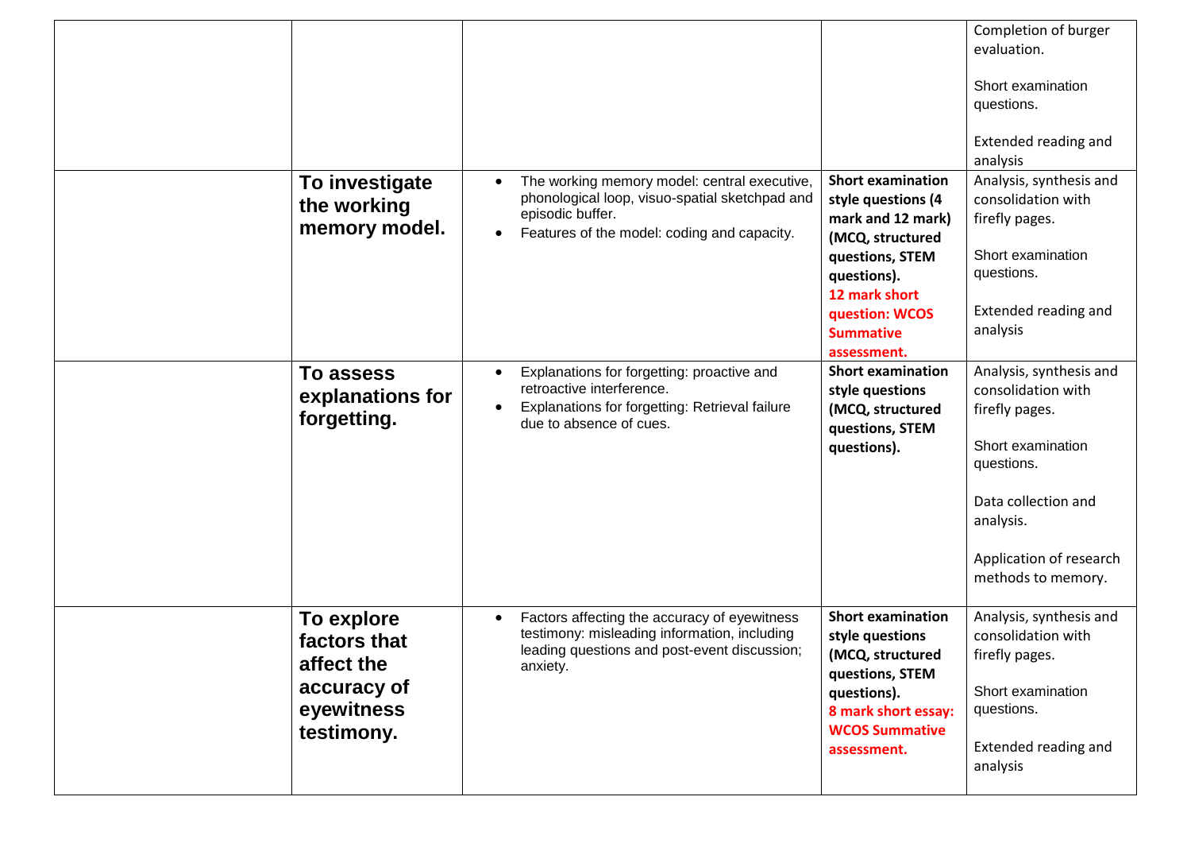| | | | | |
|---|---|---|---|---|
| | | | | Completion of burger evaluation.<br><br>Short examination questions.<br><br>Extended reading and analysis |
| | **To investigate the working memory model.** | • The working memory model: central executive, phonological loop, visuo-spatial sketchpad and episodic buffer.<br>• Features of the model: coding and capacity. | **Short examination style questions (4 mark and 12 mark) (MCQ, structured questions, STEM questions).**<br>**12 mark short question: WCOS Summative assessment.** | Analysis, synthesis and consolidation with firefly pages.<br><br>Short examination questions.<br><br>Extended reading and analysis |
| | **To assess explanations for forgetting.** | • Explanations for forgetting: proactive and retroactive interference.<br>• Explanations for forgetting: Retrieval failure due to absence of cues. | **Short examination style questions (MCQ, structured questions, STEM questions).** | Analysis, synthesis and consolidation with firefly pages.<br><br>Short examination questions.<br><br>Data collection and analysis.<br><br>Application of research methods to memory. |
| | **To explore factors that affect the accuracy of eyewitness testimony.** | • Factors affecting the accuracy of eyewitness testimony: misleading information, including leading questions and post-event discussion; anxiety. | **Short examination style questions (MCQ, structured questions, STEM questions).**<br>**8 mark short essay: WCOS Summative assessment.** | Analysis, synthesis and consolidation with firefly pages.<br><br>Short examination questions.<br><br>Extended reading and analysis |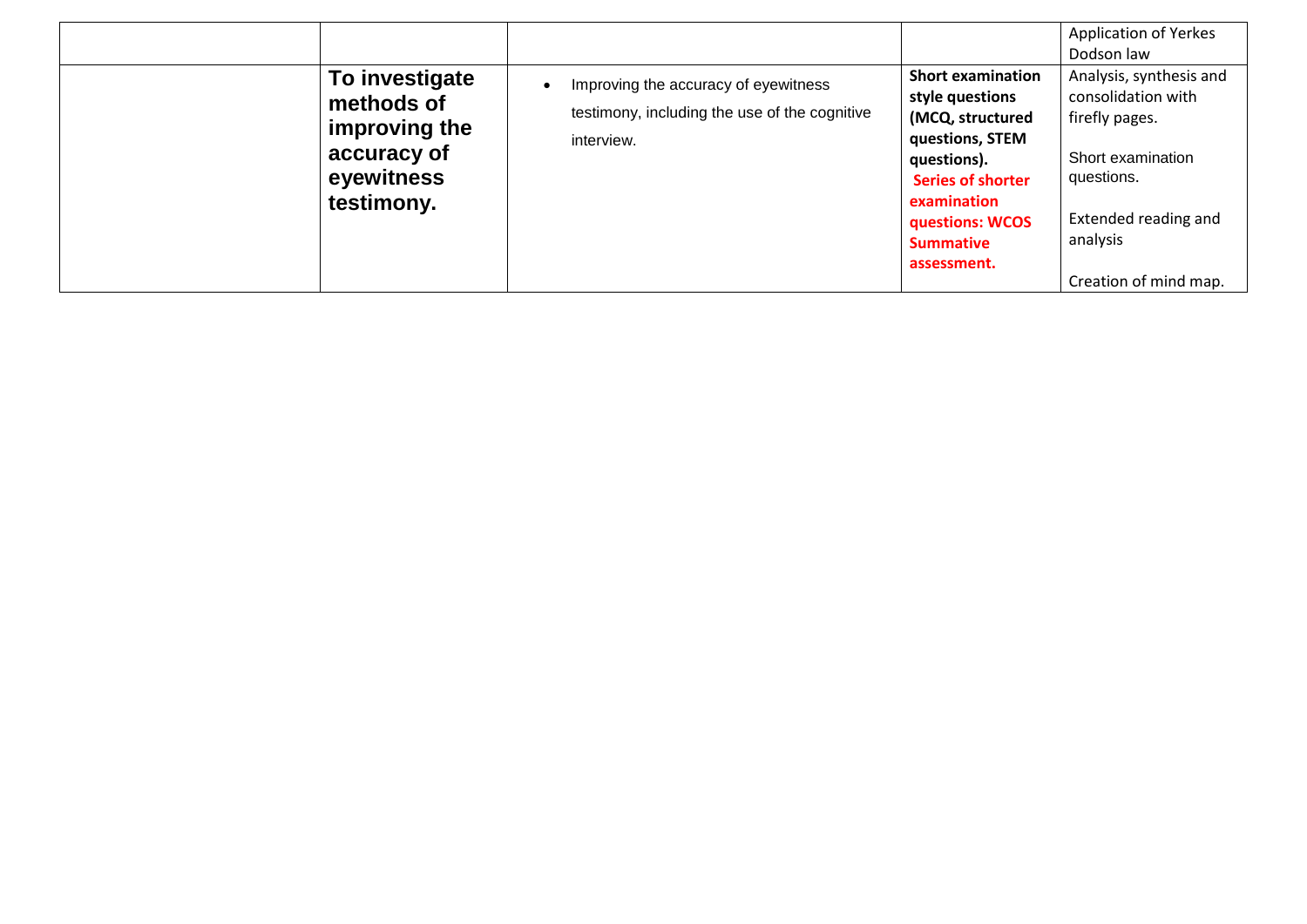| | | | | |
|---|---|---|---|---|
| | | | | Application of Yerkes Dodson law |
| | **To investigate methods of improving the accuracy of eyewitness testimony.** | • Improving the accuracy of eyewitness testimony, including the use of the cognitive interview. | **Short examination style questions (MCQ, structured questions, STEM questions).** **Series of shorter examination questions: WCOS Summative assessment.** | Analysis, synthesis and consolidation with firefly pages.<br><br>Short examination questions.<br><br>Extended reading and analysis<br><br>Creation of mind map. |